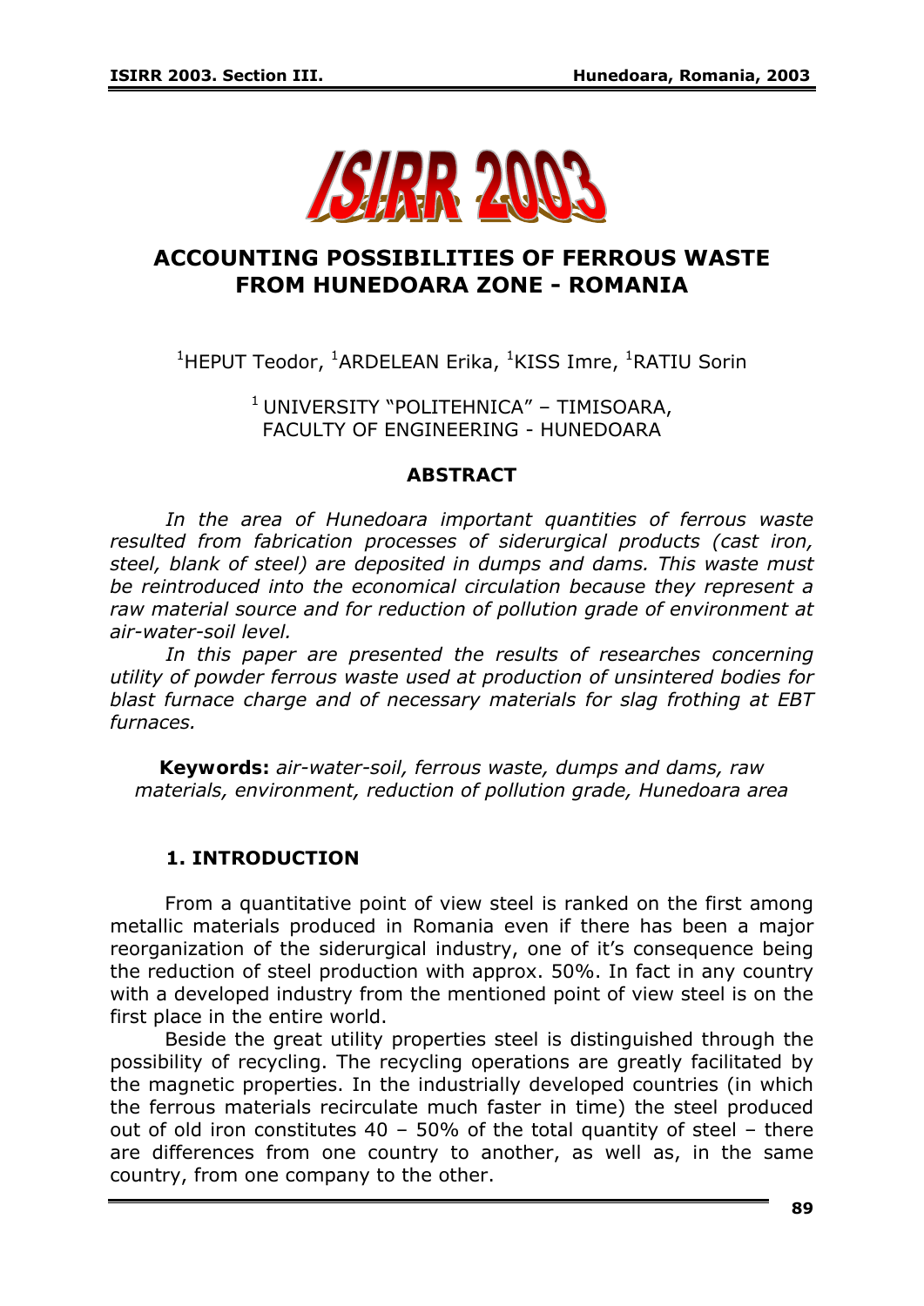# ACCOUNTING POSSIBILITIES OF FERROUS WASTE FROM HUNEDOARA ZONE - ROMANIA

[1]HEPUT Teodor, [1]ARDELEAN Erika, [1]KISS Imre, [1]RATIU Sorin

[1] UNIVERSITY "POLITEHNICA" – TIMISOARA, FACULTY OF ENGINEERING - HUNEDOARA

## ABSTRACT

*In the area of Hunedoara important quantities of ferrous waste resulted from fabrication processes of siderurgical products (cast iron, steel, blank of steel) are deposited in dumps and dams. This waste must be reintroduced into the economical circulation because they represent a raw material source and for reduction of pollution grade of environment at air-water-soil level.*

*In this paper are presented the results of researches concerning utility of powder ferrous waste used at production of unsintered bodies for blast furnace charge and of necessary materials for slag frothing at EBT furnaces.*

**Keywords:** *air-water-soil, ferrous waste, dumps and dams, raw materials, environment, reduction of pollution grade, Hunedoara area*

## 1. INTRODUCTION

From a quantitative point of view steel is ranked on the first among metallic materials produced in Romania even if there has been a major reorganization of the siderurgical industry, one of it's consequence being the reduction of steel production with approx. 50%. In fact in any country with a developed industry from the mentioned point of view steel is on the first place in the entire world.

Beside the great utility properties steel is distinguished through the possibility of recycling. The recycling operations are greatly facilitated by the magnetic properties. In the industrially developed countries (in which the ferrous materials recirculate much faster in time) the steel produced out of old iron constitutes 40 – 50% of the total quantity of steel – there are differences from one country to another, as well as, in the same country, from one company to the other.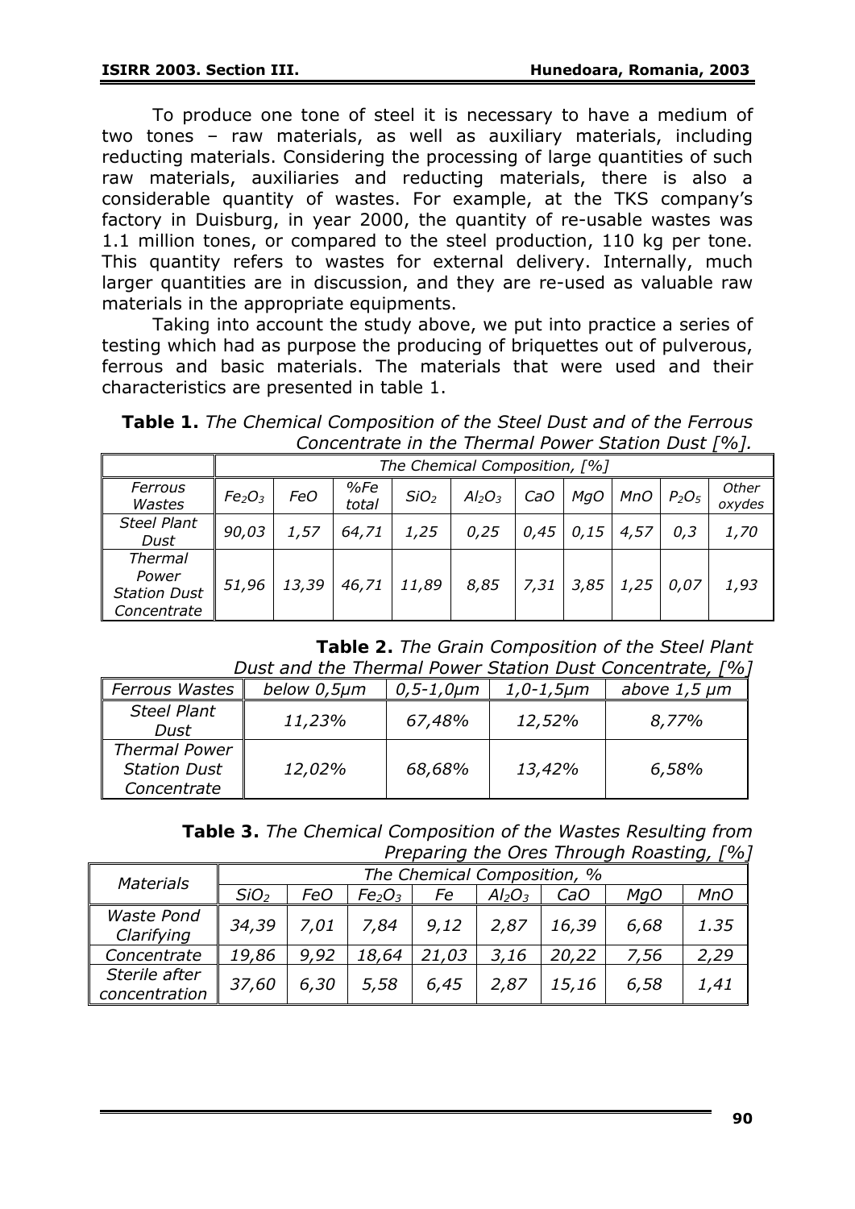To produce one tone of steel it is necessary to have a medium of two tones – raw materials, as well as auxiliary materials, including reducting materials. Considering the processing of large quantities of such raw materials, auxiliaries and reducting materials, there is also a considerable quantity of wastes. For example, at the TKS company's factory in Duisburg, in year 2000, the quantity of re-usable wastes was 1.1 million tones, or compared to the steel production, 110 kg per tone. This quantity refers to wastes for external delivery. Internally, much larger quantities are in discussion, and they are re-used as valuable raw materials in the appropriate equipments.

Taking into account the study above, we put into practice a series of testing which had as purpose the producing of briquettes out of pulverous, ferrous and basic materials. The materials that were used and their characteristics are presented in table 1.

**Table 1.** *The Chemical Composition of the Steel Dust and of the Ferrous Concentrate in the Thermal Power Station Dust [%].*

| | *The Chemical Composition, [%]* | | | | | | | | | |
|---|---|---|---|---|---|---|---|---|---|---|
| *Ferrous Wastes* | $Fe_2O_3$ | *FeO* | *%Fe total* | $SiO_2$ | $Al_2O_3$ | *CaO* | *MgO* | *MnO* | $P_2O_5$ | *Other oxydes* |
| *Steel Plant Dust* | *90,03* | *1,57* | *64,71* | *1,25* | *0,25* | *0,45* | *0,15* | *4,57* | *0,3* | *1,70* |
| *Thermal Power Station Dust Concentrate* | *51,96* | *13,39* | *46,71* | *11,89* | *8,85* | *7,31* | *3,85* | *1,25* | *0,07* | *1,93* |

**Table 2.** *The Grain Composition of the Steel Plant Dust and the Thermal Power Station Dust Concentrate, [%]*

| *Ferrous Wastes* | *below 0,5μm* | *0,5-1,0μm* | *1,0-1,5μm* | *above 1,5 μm* |
|---|---|---|---|---|
| *Steel Plant Dust* | *11,23%* | *67,48%* | *12,52%* | *8,77%* |
| *Thermal Power Station Dust Concentrate* | *12,02%* | *68,68%* | *13,42%* | *6,58%* |

**Table 3.** *The Chemical Composition of the Wastes Resulting from Preparing the Ores Through Roasting, [%]*

| *Materials* | *The Chemical Composition, %* | | | | | | | |
|---|---|---|---|---|---|---|---|---|
| | $SiO_2$ | *FeO* | $Fe_2O_3$ | *Fe* | $Al_2O_3$ | *CaO* | *MgO* | *MnO* |
| *Waste Pond Clarifying* | *34,39* | *7,01* | *7,84* | *9,12* | *2,87* | *16,39* | *6,68* | *1.35* |
| *Concentrate* | *19,86* | *9,92* | *18,64* | *21,03* | *3,16* | *20,22* | *7,56* | *2,29* |
| *Sterile after concentration* | *37,60* | *6,30* | *5,58* | *6,45* | *2,87* | *15,16* | *6,58* | *1,41* |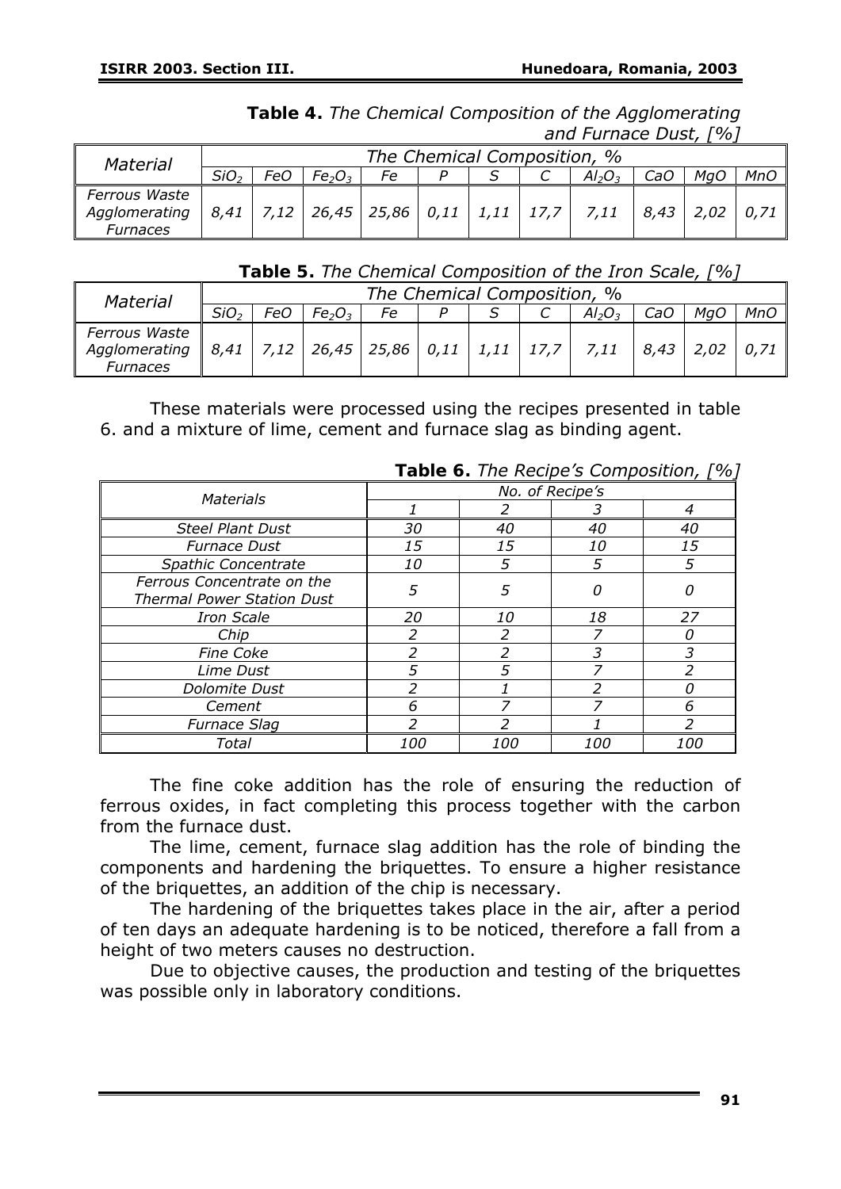**Table 4.** *The Chemical Composition of the Agglomerating and Furnace Dust, [%]*

| *Material* | *The Chemical Composition, %* | | | | | | | | | | |
|---|---|---|---|---|---|---|---|---|---|---|---|
| | *$SiO_2$* | *FeO* | *$Fe_2O_3$* | *Fe* | *P* | *S* | *C* | *$Al_2O_3$* | *CaO* | *MgO* | *MnO* |
| *Ferrous Waste Agglomerating Furnaces* | *8,41* | *7,12* | *26,45* | *25,86* | *0,11* | *1,11* | *17,7* | *7,11* | *8,43* | *2,02* | *0,71* |

**Table 5.** *The Chemical Composition of the Iron Scale, [%]*

| *Material* | *The Chemical Composition, %* | | | | | | | | | | |
|---|---|---|---|---|---|---|---|---|---|---|---|
| | *$SiO_2$* | *FeO* | *$Fe_2O_3$* | *Fe* | *P* | *S* | *C* | *$Al_2O_3$* | *CaO* | *MgO* | *MnO* |
| *Ferrous Waste Agglomerating Furnaces* | *8,41* | *7,12* | *26,45* | *25,86* | *0,11* | *1,11* | *17,7* | *7,11* | *8,43* | *2,02* | *0,71* |

These materials were processed using the recipes presented in table 6. and a mixture of lime, cement and furnace slag as binding agent.

**Table 6.** *The Recipe's Composition, [%]*

| *Materials* | *No. of Recipe's* | | | |
|---|---|---|---|---|
| | *1* | *2* | *3* | *4* |
| *Steel Plant Dust* | *30* | *40* | *40* | *40* |
| *Furnace Dust* | *15* | *15* | *10* | *15* |
| *Spathic Concentrate* | *10* | *5* | *5* | *5* |
| *Ferrous Concentrate on the Thermal Power Station Dust* | *5* | *5* | *0* | *0* |
| *Iron Scale* | *20* | *10* | *18* | *27* |
| *Chip* | *2* | *2* | *7* | *0* |
| *Fine Coke* | *2* | *2* | *3* | *3* |
| *Lime Dust* | *5* | *5* | *7* | *2* |
| *Dolomite Dust* | *2* | *1* | *2* | *0* |
| *Cement* | *6* | *7* | *7* | *6* |
| *Furnace Slag* | *2* | *2* | *1* | *2* |
| *Total* | *100* | *100* | *100* | *100* |

The fine coke addition has the role of ensuring the reduction of ferrous oxides, in fact completing this process together with the carbon from the furnace dust.

The lime, cement, furnace slag addition has the role of binding the components and hardening the briquettes. To ensure a higher resistance of the briquettes, an addition of the chip is necessary.

The hardening of the briquettes takes place in the air, after a period of ten days an adequate hardening is to be noticed, therefore a fall from a height of two meters causes no destruction.

Due to objective causes, the production and testing of the briquettes was possible only in laboratory conditions.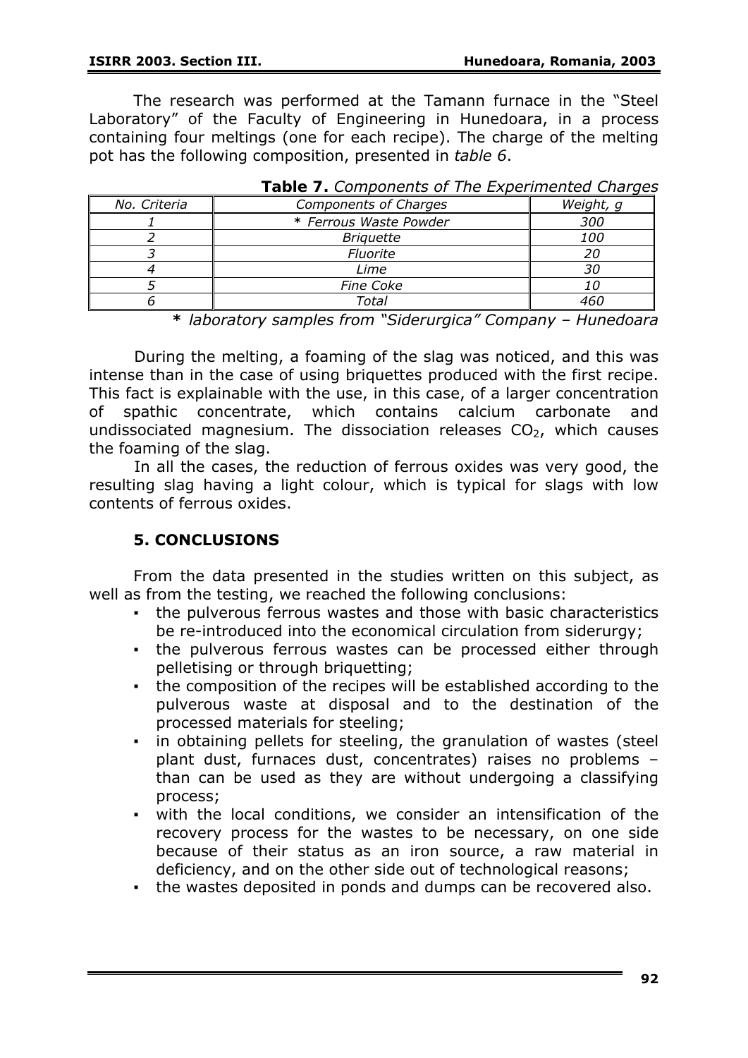The research was performed at the Tamann furnace in the "Steel Laboratory" of the Faculty of Engineering in Hunedoara, in a process containing four meltings (one for each recipe). The charge of the melting pot has the following composition, presented in *table 6*.

**Table 7.** *Components of The Experimented Charges*

| *No. Criteria* | *Components of Charges* | *Weight, g* |
|---|---|---|
| *1* | * *Ferrous Waste Powder* | *300* |
| *2* | *Briquette* | *100* |
| *3* | *Fluorite* | *20* |
| *4* | *Lime* | *30* |
| *5* | *Fine Coke* | *10* |
| *6* | *Total* | *460* |

* *laboratory samples from "Siderurgica" Company – Hunedoara*

During the melting, a foaming of the slag was noticed, and this was intense than in the case of using briquettes produced with the first recipe. This fact is explainable with the use, in this case, of a larger concentration of spathic concentrate, which contains calcium carbonate and undissociated magnesium. The dissociation releases $CO_2$, which causes the foaming of the slag.

In all the cases, the reduction of ferrous oxides was very good, the resulting slag having a light colour, which is typical for slags with low contents of ferrous oxides.

## 5. CONCLUSIONS

From the data presented in the studies written on this subject, as well as from the testing, we reached the following conclusions:

- the pulverous ferrous wastes and those with basic characteristics be re-introduced into the economical circulation from siderurgy;
- the pulverous ferrous wastes can be processed either through pelletising or through briquetting;
- the composition of the recipes will be established according to the pulverous waste at disposal and to the destination of the processed materials for steeling;
- in obtaining pellets for steeling, the granulation of wastes (steel plant dust, furnaces dust, concentrates) raises no problems – than can be used as they are without undergoing a classifying process;
- with the local conditions, we consider an intensification of the recovery process for the wastes to be necessary, on one side because of their status as an iron source, a raw material in deficiency, and on the other side out of technological reasons;
- the wastes deposited in ponds and dumps can be recovered also.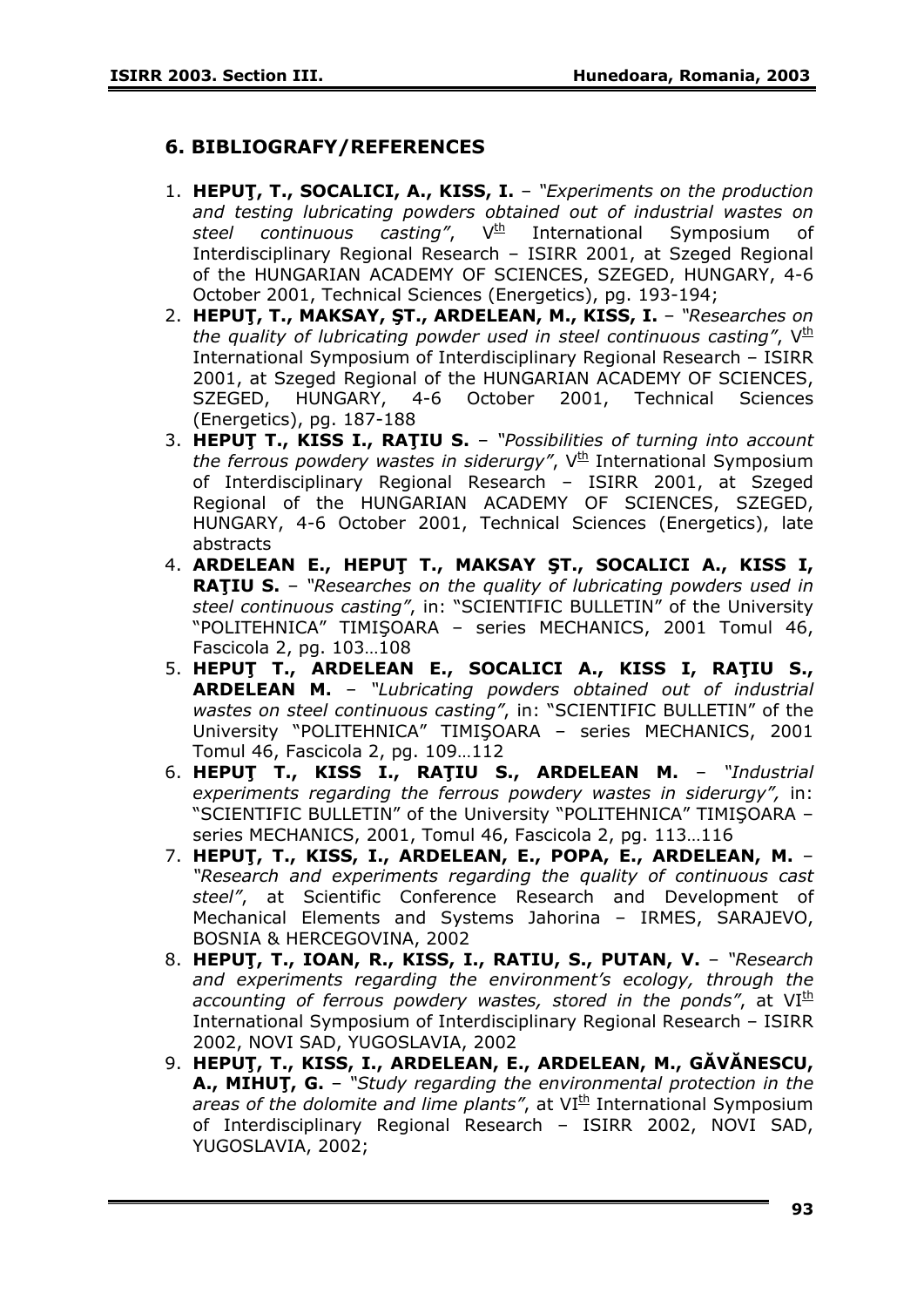## 6. BIBLIOGRAFY/REFERENCES

1. **HEPUŢ, T., SOCALICI, A., KISS, I.** – *"Experiments on the production and testing lubricating powders obtained out of industrial wastes on steel continuous casting"*, V[th] International Symposium of Interdisciplinary Regional Research – ISIRR 2001, at Szeged Regional of the HUNGARIAN ACADEMY OF SCIENCES, SZEGED, HUNGARY, 4-6 October 2001, Technical Sciences (Energetics), pg. 193-194;
2. **HEPUŢ, T., MAKSAY, ŞT., ARDELEAN, M., KISS, I.** – *"Researches on the quality of lubricating powder used in steel continuous casting"*, V[th] International Symposium of Interdisciplinary Regional Research – ISIRR 2001, at Szeged Regional of the HUNGARIAN ACADEMY OF SCIENCES, SZEGED, HUNGARY, 4-6 October 2001, Technical Sciences (Energetics), pg. 187-188
3. **HEPUŢ T., KISS I., RAŢIU S.** – *"Possibilities of turning into account the ferrous powdery wastes in siderurgy"*, V[th] International Symposium of Interdisciplinary Regional Research – ISIRR 2001, at Szeged Regional of the HUNGARIAN ACADEMY OF SCIENCES, SZEGED, HUNGARY, 4-6 October 2001, Technical Sciences (Energetics), late abstracts
4. **ARDELEAN E., HEPUŢ T., MAKSAY ŞT., SOCALICI A., KISS I, RAŢIU S.** – *"Researches on the quality of lubricating powders used in steel continuous casting"*, in: "SCIENTIFIC BULLETIN" of the University "POLITEHNICA" TIMIŞOARA – series MECHANICS, 2001 Tomul 46, Fascicola 2, pg. 103…108
5. **HEPUŢ T., ARDELEAN E., SOCALICI A., KISS I, RAŢIU S., ARDELEAN M.** – *"Lubricating powders obtained out of industrial wastes on steel continuous casting"*, in: "SCIENTIFIC BULLETIN" of the University "POLITEHNICA" TIMIŞOARA – series MECHANICS, 2001 Tomul 46, Fascicola 2, pg. 109…112
6. **HEPUŢ T., KISS I., RAŢIU S., ARDELEAN M.** – *"Industrial experiments regarding the ferrous powdery wastes in siderurgy",* in: "SCIENTIFIC BULLETIN" of the University "POLITEHNICA" TIMIŞOARA – series MECHANICS, 2001, Tomul 46, Fascicola 2, pg. 113…116
7. **HEPUŢ, T., KISS, I., ARDELEAN, E., POPA, E., ARDELEAN, M.** – *"Research and experiments regarding the quality of continuous cast steel"*, at Scientific Conference Research and Development of Mechanical Elements and Systems Jahorina – IRMES, SARAJEVO, BOSNIA & HERCEGOVINA, 2002
8. **HEPUŢ, T., IOAN, R., KISS, I., RATIU, S., PUTAN, V.** – *"Research and experiments regarding the environment's ecology, through the accounting of ferrous powdery wastes, stored in the ponds"*, at VI[th] International Symposium of Interdisciplinary Regional Research – ISIRR 2002, NOVI SAD, YUGOSLAVIA, 2002
9. **HEPUŢ, T., KISS, I., ARDELEAN, E., ARDELEAN, M., GĂVĂNESCU, A., MIHUŢ, G.** – *"Study regarding the environmental protection in the areas of the dolomite and lime plants"*, at VI[th] International Symposium of Interdisciplinary Regional Research – ISIRR 2002, NOVI SAD, YUGOSLAVIA, 2002;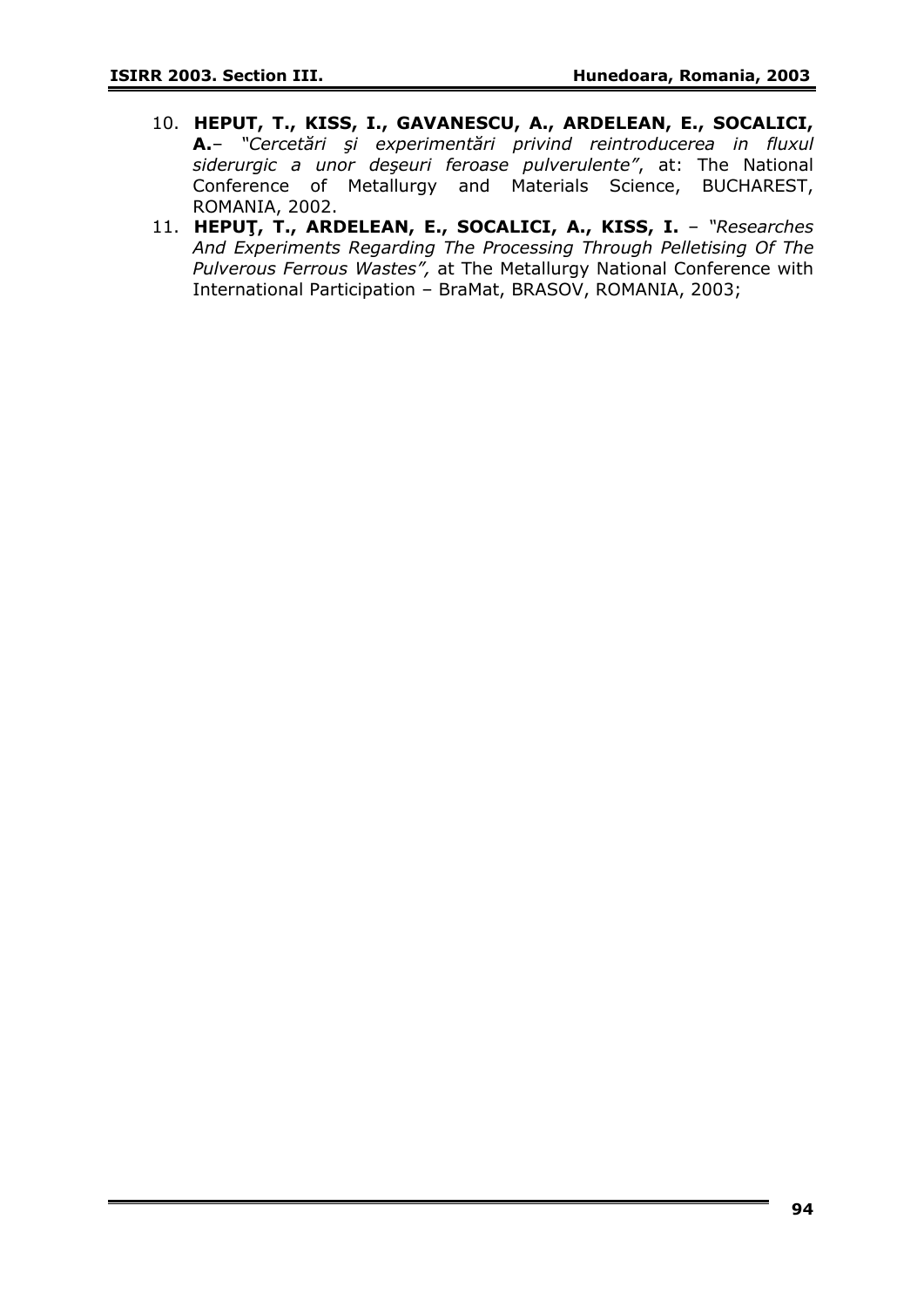10. **HEPUT, T., KISS, I., GAVANESCU, A., ARDELEAN, E., SOCALICI, A.**– *"Cercetări şi experimentări privind reintroducerea in fluxul siderurgic a unor deşeuri feroase pulverulente"*, at: The National Conference of Metallurgy and Materials Science, BUCHAREST, ROMANIA, 2002.
11. **HEPUŢ, T., ARDELEAN, E., SOCALICI, A., KISS, I.** – *"Researches And Experiments Regarding The Processing Through Pelletising Of The Pulverous Ferrous Wastes",* at The Metallurgy National Conference with International Participation – BraMat, BRASOV, ROMANIA, 2003;